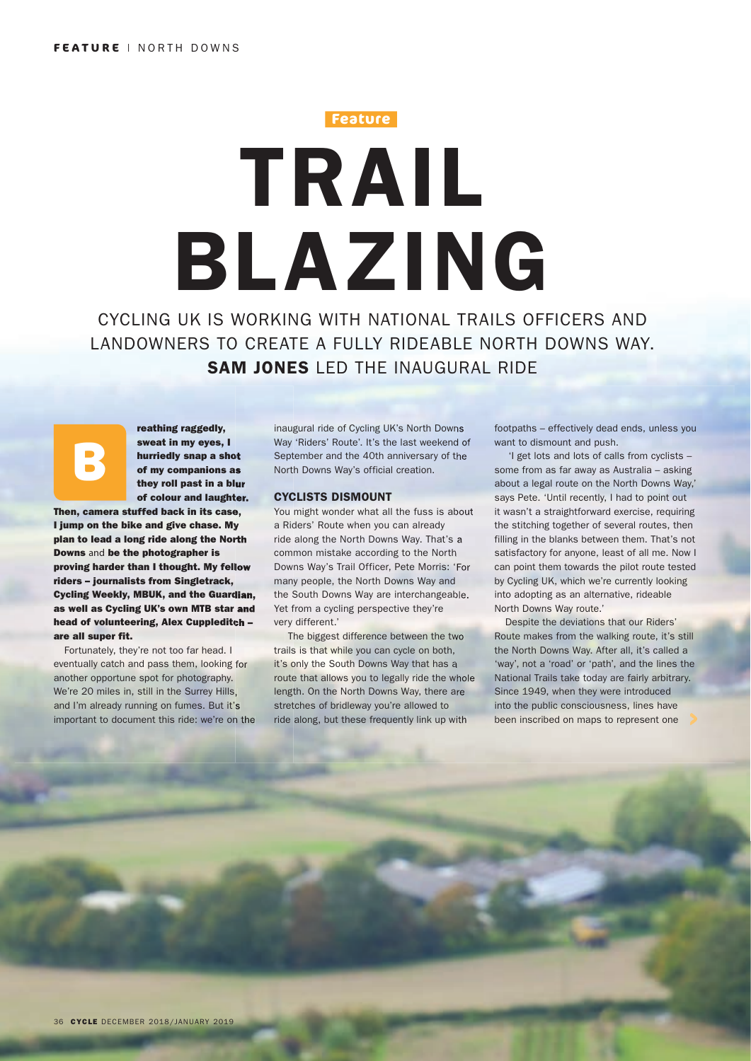Feature

# TRAIL BLAZING

CYCLING UK IS WORKING WITH NATIONAL TRAILS OFFICERS AND LANDOWNERS TO CREATE A FULLY RIDEABLE NORTH DOWNS WAY. **SAM JONES** LED THE INAUGURAL RIDE

**Breathing raggedly, sweat in my eyes, I hurriedly snap a shot of my companions as they roll past in a blur of colour and laughter. Then, camera stuffed back in its case, I jump on the bike and give chase. My plan to lead a long ride along the North Downs** and **be the photographer is proving harder than I thought. My fellow riders – journalists from Singletrack, Cycling Weekly, MBUK, and the Guardian, as well as Cycling UK's own MTB star and head of volunteering, Alex Cuppleditch – are all super fit.**

Fortunately, they're not too far head. I eventually catch and pass them, looking for another opportune spot for photography. We're 20 miles in, still in the Surrey Hills, and I'm already running on fumes. But it's important to document this ride: we're on the inaugural ride of Cycling UK's North Downs Way 'Riders' Route'. It's the last weekend of September and the 40th anniversary of the North Downs Way's official creation.

## CYCLISTS DISMOUNT

You might wonder what all the fuss is about a Riders' Route when you can already ride along the North Downs Way. That's a common mistake according to the North Downs Way's Trail Officer, Pete Morris: 'For many people, the North Downs Way and the South Downs Way are interchangeable. Yet from a cycling perspective they're very different.'

The biggest difference between the two trails is that while you can cycle on both, it's only the South Downs Way that has a route that allows you to legally ride the whole length. On the North Downs Way, there are stretches of bridleway you're allowed to ride along, but these frequently link up with footpaths – effectively dead ends, unless you want to dismount and push.

'I get lots and lots of calls from cyclists – some from as far away as Australia – asking about a legal route on the North Downs Way,' says Pete. 'Until recently, I had to point out it wasn't a straightforward exercise, requiring the stitching together of several routes, then filling in the blanks between them. That's not satisfactory for anyone, least of all me. Now I can point them towards the pilot route tested by Cycling UK, which we're currently looking into adopting as an alternative, rideable North Downs Way route.'

Despite the deviations that our Riders' Route makes from the walking route, it's still the North Downs Way. After all, it's called a 'way', not a 'road' or 'path', and the lines the National Trails take today are fairly arbitrary. Since 1949, when they were introduced into the public consciousness, lines have been inscribed on maps to represent one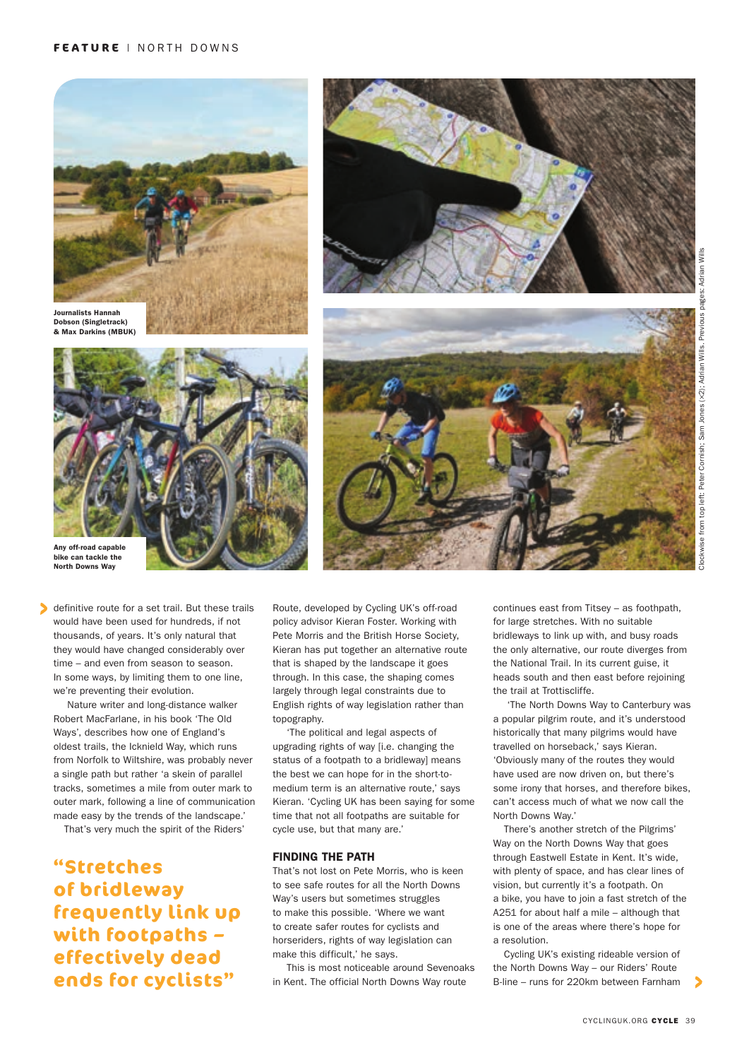Journalists Hannah Dobson (Singletrack) & Max Darkins (MBUK)

Any off-road capable bike can tackle the North Downs Way

Clockwise from top left: Peter Cornish; Sam Jones (x2); Adrian Wills. Previous pages: Adrian Wills

definitive route for a set trail. But these trails would have been used for hundreds, if not thousands, of years. It's only natural that they would have changed considerably over time – and even from season to season. In some ways, by limiting them to one line, we're preventing their evolution.

Nature writer and long-distance walker Robert MacFarlane, in his book 'The Old Ways', describes how one of England's oldest trails, the Icknield Way, which runs from Norfolk to Wiltshire, was probably never a single path but rather 'a skein of parallel tracks, sometimes a mile from outer mark to outer mark, following a line of communication made easy by the trends of the landscape.'

That's very much the spirit of the Riders' Route, developed by Cycling UK's off-road policy advisor Kieran Foster. Working with Pete Morris and the British Horse Society, Kieran has put together an alternative route that is shaped by the landscape it goes through. In this case, the shaping comes largely through legal constraints due to English rights of way legislation rather than topography.

'The political and legal aspects of upgrading rights of way [i.e. changing the status of a footpath to a bridleway] means the best we can hope for in the short-to-medium term is an alternative route,' says Kieran. 'Cycling UK has been saying for some time that not all footpaths are suitable for cycle use, but that many are.'

> "Stretches of bridleway frequently link up with footpaths – effectively dead ends for cyclists"

## FINDING THE PATH

That's not lost on Pete Morris, who is keen to see safe routes for all the North Downs Way's users but sometimes struggles to make this possible. 'Where we want to create safer routes for cyclists and horseriders, rights of way legislation can make this difficult,' he says.

This is most noticeable around Sevenoaks in Kent. The official North Downs Way route continues east from Titsey – as footpath, for large stretches. With no suitable bridleways to link up with, and busy roads the only alternative, our route diverges from the National Trail. In its current guise, it heads south and then east before rejoining the trail at Trottiscliffe.

'The North Downs Way to Canterbury was a popular pilgrim route, and it's understood historically that many pilgrims would have travelled on horseback,' says Kieran. 'Obviously many of the routes they would have used are now driven on, but there's some irony that horses, and therefore bikes, can't access much of what we now call the North Downs Way.'

There's another stretch of the Pilgrims' Way on the North Downs Way that goes through Eastwell Estate in Kent. It's wide, with plenty of space, and has clear lines of vision, but currently it's a footpath. On a bike, you have to join a fast stretch of the A251 for about half a mile – although that is one of the areas where there's hope for a resolution.

Cycling UK's existing rideable version of the North Downs Way – our Riders' Route B-line – runs for 220km between Farnham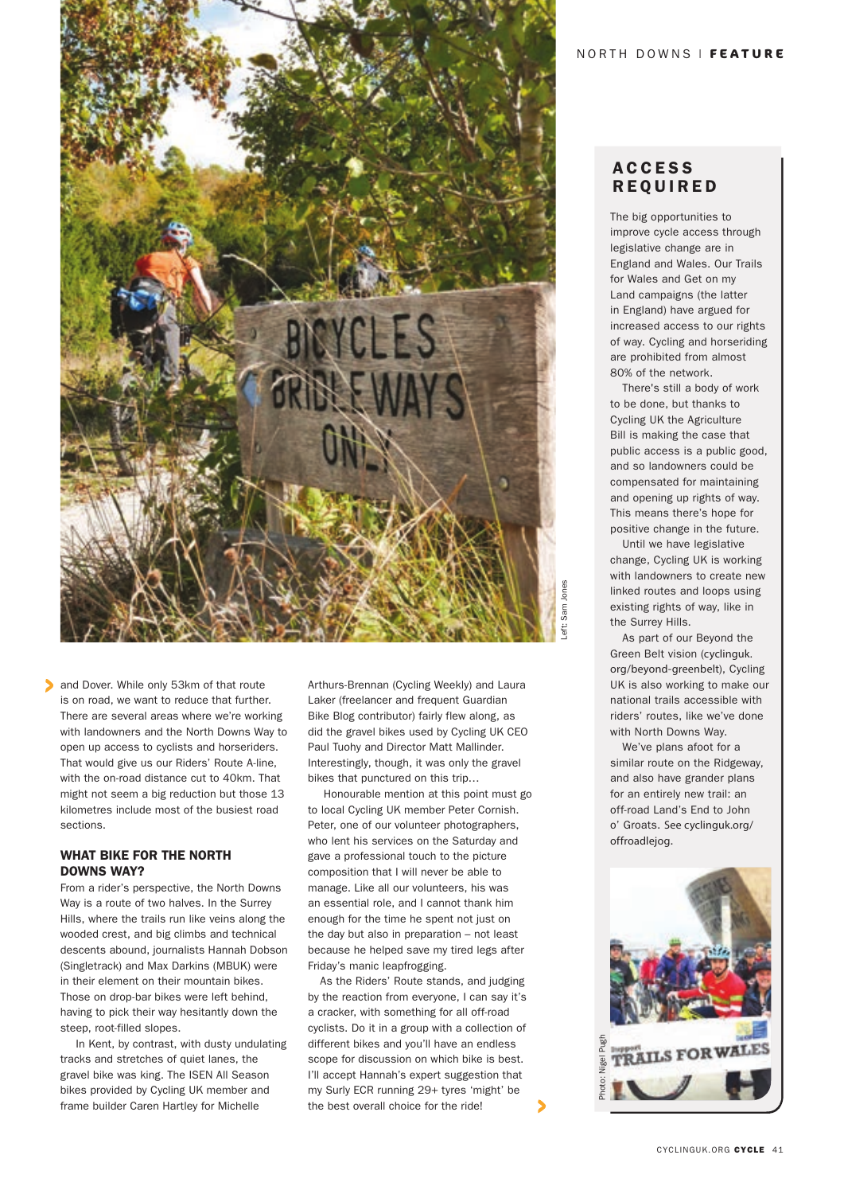and Dover. While only 53km of that route is on road, we want to reduce that further. There are several areas where we're working with landowners and the North Downs Way to open up access to cyclists and horseriders. That would give us our Riders' Route A-line, with the on-road distance cut to 40km. That might not seem a big reduction but those 13 kilometres include most of the busiest road sections.

### WHAT BIKE FOR THE NORTH DOWNS WAY?

From a rider's perspective, the North Downs Way is a route of two halves. In the Surrey Hills, where the trails run like veins along the wooded crest, and big climbs and technical descents abound, journalists Hannah Dobson (Singletrack) and Max Darkins (MBUK) were in their element on their mountain bikes. Those on drop-bar bikes were left behind, having to pick their way hesitantly down the steep, root-filled slopes.

In Kent, by contrast, with dusty undulating tracks and stretches of quiet lanes, the gravel bike was king. The ISEN All Season bikes provided by Cycling UK member and frame builder Caren Hartley for Michelle Arthurs-Brennan (Cycling Weekly) and Laura Laker (freelancer and frequent Guardian Bike Blog contributor) fairly flew along, as did the gravel bikes used by Cycling UK CEO Paul Tuohy and Director Matt Mallinder. Interestingly, though, it was only the gravel bikes that punctured on this trip…

Honourable mention at this point must go to local Cycling UK member Peter Cornish. Peter, one of our volunteer photographers, who lent his services on the Saturday and gave a professional touch to the picture composition that I will never be able to manage. Like all our volunteers, his was an essential role, and I cannot thank him enough for the time he spent not just on the day but also in preparation – not least because he helped save my tired legs after Friday's manic leapfrogging.

As the Riders' Route stands, and judging by the reaction from everyone, I can say it's a cracker, with something for all off-road cyclists. Do it in a group with a collection of different bikes and you'll have an endless scope for discussion on which bike is best. I'll accept Hannah's expert suggestion that my Surly ECR running 29+ tyres 'might' be the best overall choice for the ride!

Left: Sam Jones

## ACCESS REQUIRED

The big opportunities to improve cycle access through legislative change are in England and Wales. Our Trails for Wales and Get on my Land campaigns (the latter in England) have argued for increased access to our rights of way. Cycling and horseriding are prohibited from almost 80% of the network.

There's still a body of work to be done, but thanks to Cycling UK the Agriculture Bill is making the case that public access is a public good, and so landowners could be compensated for maintaining and opening up rights of way. This means there's hope for positive change in the future.

Until we have legislative change, Cycling UK is working with landowners to create new linked routes and loops using existing rights of way, like in the Surrey Hills.

As part of our Beyond the Green Belt vision (cyclinguk.org/beyond-greenbelt), Cycling UK is also working to make our national trails accessible with riders' routes, like we've done with North Downs Way.

We've plans afoot for a similar route on the Ridgeway, and also have grander plans for an entirely new trail: an off-road Land's End to John o' Groats. See cyclinguk.org/offroadlejog.

Photo: Nigel Pugh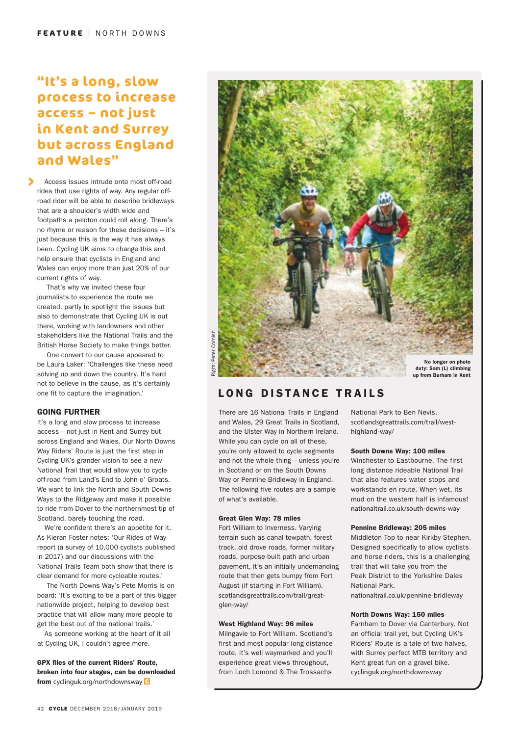## "It's a long, slow process to increase access – not just in Kent and Surrey but across England and Wales"

Access issues intrude onto most off-road rides that use rights of way. Any regular off-road rider will be able to describe bridleways that are a shoulder's width wide and footpaths a peloton could roll along. There's no rhyme or reason for these decisions – it's just because this is the way it has always been. Cycling UK aims to change this and help ensure that cyclists in England and Wales can enjoy more than just 20% of our current rights of way.

That's why we invited these four journalists to experience the route we created, partly to spotlight the issues but also to demonstrate that Cycling UK is out there, working with landowners and other stakeholders like the National Trails and the British Horse Society to make things better.

One convert to our cause appeared to be Laura Laker: 'Challenges like these need solving up and down the country. It's hard not to believe in the cause, as it's certainly one fit to capture the imagination.'

### GOING FURTHER

It's a long and slow process to increase access – not just in Kent and Surrey but across England and Wales. Our North Downs Way Riders' Route is just the first step in Cycling UK's grander vision to see a new National Trail that would allow you to cycle off-road from Land's End to John o' Groats. We want to link the North and South Downs Ways to the Ridgeway and make it possible to ride from Dover to the northernmost tip of Scotland, barely touching the road.

We're confident there's an appetite for it. As Kieran Foster notes: 'Our Rides of Way report (a survey of 10,000 cyclists published in 2017) and our discussions with the National Trails Team both show that there is clear demand for more cycleable routes.'

The North Downs Way's Pete Morris is on board: 'It's exciting to be a part of this bigger nationwide project, helping to develop best practice that will allow many more people to get the best out of the national trails.'

As someone working at the heart of it all at Cycling UK, I couldn't agree more.

**GPX files of the current Riders' Route, broken into four stages, can be downloaded from** cyclinguk.org/northdownsway

Right: Peter Cornish

No longer on photo duty: Sam (L) climbing up from Burham in Kent

## LONG DISTANCE TRAILS

There are 16 National Trails in England and Wales, 29 Great Trails in Scotland, and the Ulster Way in Northern Ireland. While you can cycle on all of these, you're only allowed to cycle segments and not the whole thing – unless you're in Scotland or on the South Downs Way or Pennine Bridleway in England. The following five routes are a sample of what's available.

**Great Glen Way: 78 miles**
Fort William to Inverness. Varying terrain such as canal towpath, forest track, old drove roads, former military roads, purpose-built path and urban pavement, it's an initially undemanding route that then gets bumpy from Fort August (if starting in Fort William).
scotlandsgreattrails.com/trail/great-glen-way/

**West Highland Way: 96 miles**
Milngavie to Fort William. Scotland's first and most popular long-distance route, it's well waymarked and you'll experience great views throughout, from Loch Lomond & The Trossachs National Park to Ben Nevis.
scotlandsgreattrails.com/trail/west-highland-way/

**South Downs Way: 100 miles**
Winchester to Eastbourne. The first long distance rideable National Trail that also features water stops and workstands en route. When wet, its mud on the western half is infamous!
nationaltrail.co.uk/south-downs-way

**Pennine Bridleway: 205 miles**
Middleton Top to near Kirkby Stephen. Designed specifically to allow cyclists and horse riders, this is a challenging trail that will take you from the Peak District to the Yorkshire Dales National Park.
nationaltrail.co.uk/pennine-bridleway

**North Downs Way: 150 miles**
Farnham to Dover via Canterbury. Not an official trail yet, but Cycling UK's Riders' Route is a tale of two halves, with Surrey perfect MTB territory and Kent great fun on a gravel bike.
cyclinguk.org/northdownsway